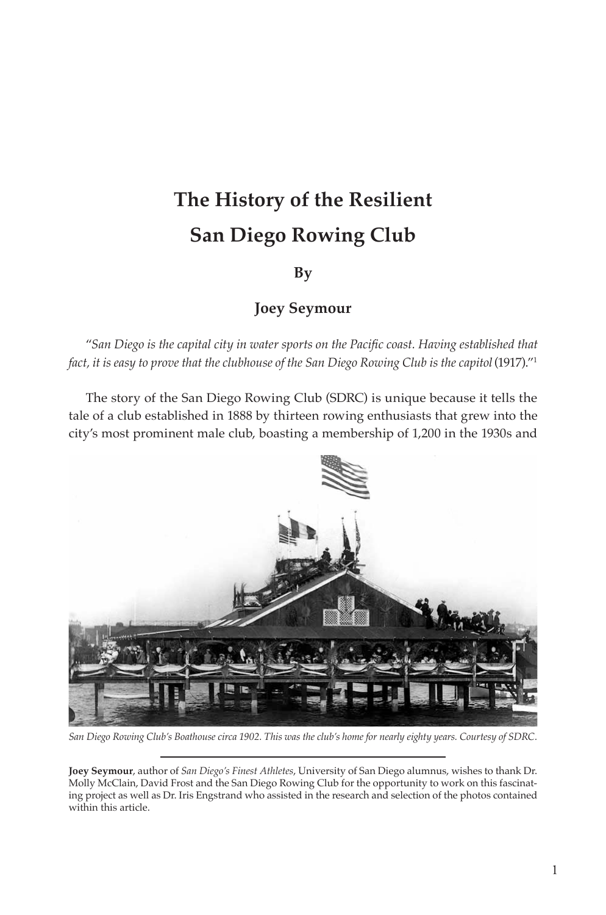# The History of the Resilient San Diego Rowing Club

**By**

**Joey Seymour**

"*San Diego is the capital city in water sports on the Pacific coast. Having established that fact, it is easy to prove that the clubhouse of the San Diego Rowing Club is the capitol* (1917)."[1]

The story of the San Diego Rowing Club (SDRC) is unique because it tells the tale of a club established in 1888 by thirteen rowing enthusiasts that grew into the city's most prominent male club, boasting a membership of 1,200 in the 1930s and

*San Diego Rowing Club's Boathouse circa 1902. This was the club's home for nearly eighty years. Courtesy of SDRC.*

---

**Joey Seymour**, author of *San Diego's Finest Athletes*, University of San Diego alumnus, wishes to thank Dr. Molly McClain, David Frost and the San Diego Rowing Club for the opportunity to work on this fascinating project as well as Dr. Iris Engstrand who assisted in the research and selection of the photos contained within this article.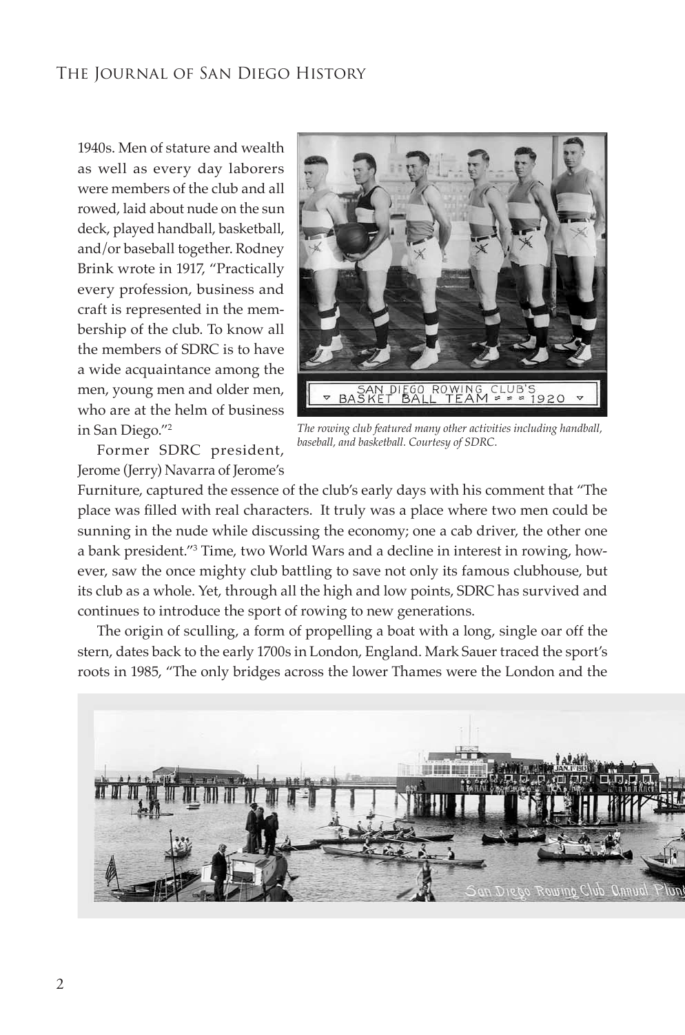1940s. Men of stature and wealth as well as every day laborers were members of the club and all rowed, laid about nude on the sun deck, played handball, basketball, and/or baseball together. Rodney Brink wrote in 1917, "Practically every profession, business and craft is represented in the membership of the club. To know all the members of SDRC is to have a wide acquaintance among the men, young men and older men, who are at the helm of business in San Diego."[2]

*The rowing club featured many other activities including handball, baseball, and basketball. Courtesy of SDRC.*

Former SDRC president, Jerome (Jerry) Navarra of Jerome's Furniture, captured the essence of the club's early days with his comment that "The place was filled with real characters. It truly was a place where two men could be sunning in the nude while discussing the economy; one a cab driver, the other one a bank president."[3] Time, two World Wars and a decline in interest in rowing, however, saw the once mighty club battling to save not only its famous clubhouse, but its club as a whole. Yet, through all the high and low points, SDRC has survived and continues to introduce the sport of rowing to new generations.

The origin of sculling, a form of propelling a boat with a long, single oar off the stern, dates back to the early 1700s in London, England. Mark Sauer traced the sport's roots in 1985, "The only bridges across the lower Thames were the London and the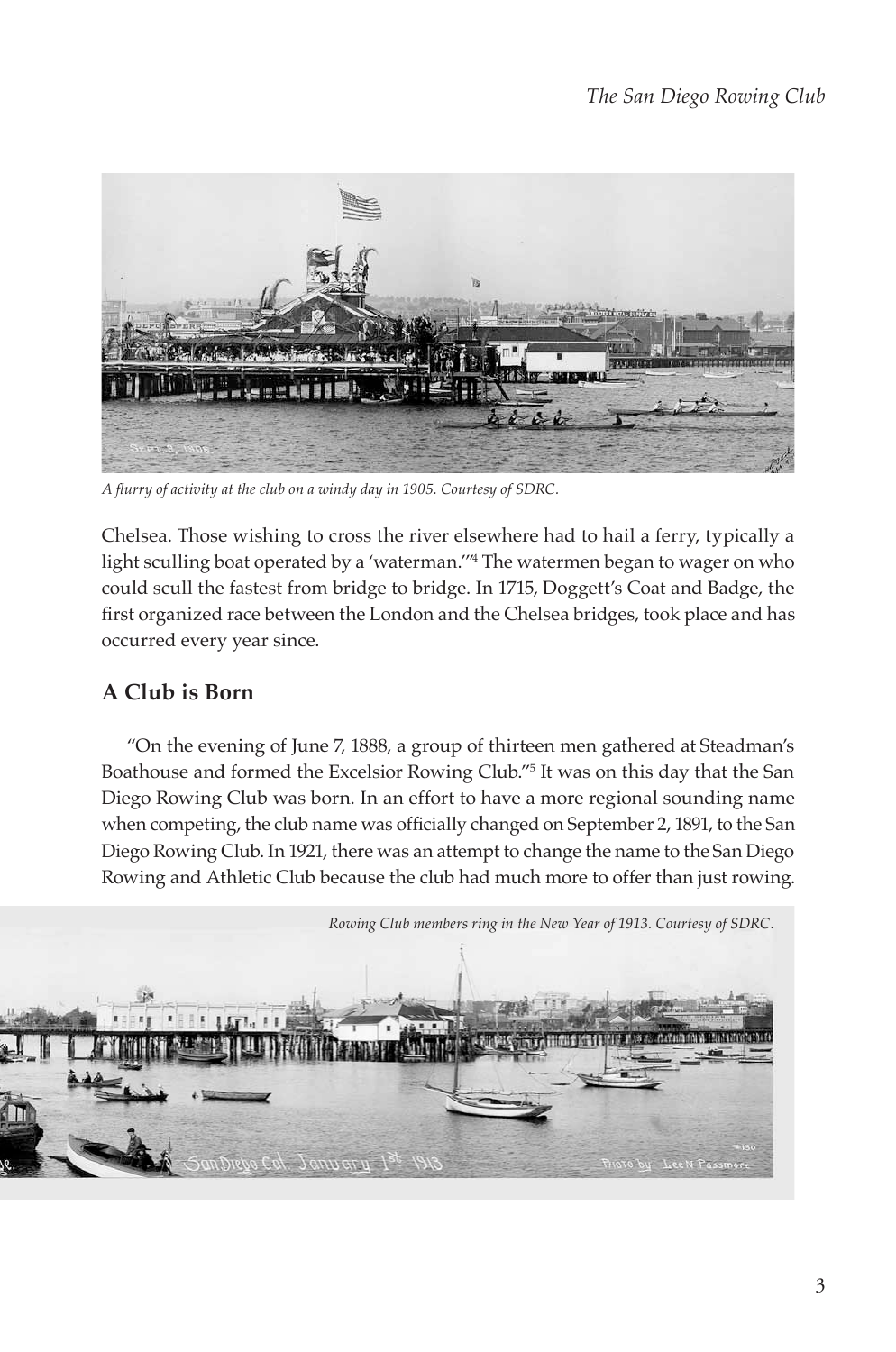*A flurry of activity at the club on a windy day in 1905. Courtesy of SDRC.*

Chelsea. Those wishing to cross the river elsewhere had to hail a ferry, typically a light sculling boat operated by a 'waterman.'"[4] The watermen began to wager on who could scull the fastest from bridge to bridge. In 1715, Doggett's Coat and Badge, the first organized race between the London and the Chelsea bridges, took place and has occurred every year since.

## A Club is Born

"On the evening of June 7, 1888, a group of thirteen men gathered at Steadman's Boathouse and formed the Excelsior Rowing Club."[5] It was on this day that the San Diego Rowing Club was born. In an effort to have a more regional sounding name when competing, the club name was officially changed on September 2, 1891, to the San Diego Rowing Club. In 1921, there was an attempt to change the name to the San Diego Rowing and Athletic Club because the club had much more to offer than just rowing.

*Rowing Club members ring in the New Year of 1913. Courtesy of SDRC.*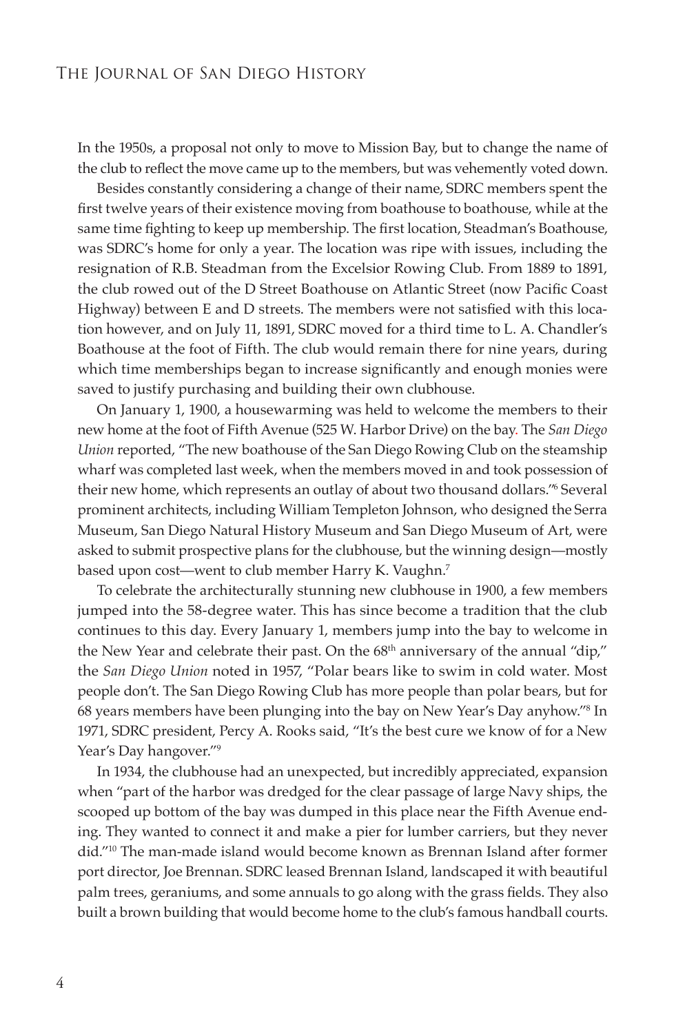In the 1950s, a proposal not only to move to Mission Bay, but to change the name of the club to reflect the move came up to the members, but was vehemently voted down.

Besides constantly considering a change of their name, SDRC members spent the first twelve years of their existence moving from boathouse to boathouse, while at the same time fighting to keep up membership. The first location, Steadman's Boathouse, was SDRC's home for only a year. The location was ripe with issues, including the resignation of R.B. Steadman from the Excelsior Rowing Club. From 1889 to 1891, the club rowed out of the D Street Boathouse on Atlantic Street (now Pacific Coast Highway) between E and D streets. The members were not satisfied with this location however, and on July 11, 1891, SDRC moved for a third time to L. A. Chandler's Boathouse at the foot of Fifth. The club would remain there for nine years, during which time memberships began to increase significantly and enough monies were saved to justify purchasing and building their own clubhouse.

On January 1, 1900, a housewarming was held to welcome the members to their new home at the foot of Fifth Avenue (525 W. Harbor Drive) on the bay. The *San Diego Union* reported, "The new boathouse of the San Diego Rowing Club on the steamship wharf was completed last week, when the members moved in and took possession of their new home, which represents an outlay of about two thousand dollars."[6] Several prominent architects, including William Templeton Johnson, who designed the Serra Museum, San Diego Natural History Museum and San Diego Museum of Art, were asked to submit prospective plans for the clubhouse, but the winning design—mostly based upon cost—went to club member Harry K. Vaughn.[7]

To celebrate the architecturally stunning new clubhouse in 1900, a few members jumped into the 58-degree water. This has since become a tradition that the club continues to this day. Every January 1, members jump into the bay to welcome in the New Year and celebrate their past. On the 68th anniversary of the annual "dip," the *San Diego Union* noted in 1957, "Polar bears like to swim in cold water. Most people don't. The San Diego Rowing Club has more people than polar bears, but for 68 years members have been plunging into the bay on New Year's Day anyhow."[8] In 1971, SDRC president, Percy A. Rooks said, "It's the best cure we know of for a New Year's Day hangover."[9]

In 1934, the clubhouse had an unexpected, but incredibly appreciated, expansion when "part of the harbor was dredged for the clear passage of large Navy ships, the scooped up bottom of the bay was dumped in this place near the Fifth Avenue ending. They wanted to connect it and make a pier for lumber carriers, but they never did."[10] The man-made island would become known as Brennan Island after former port director, Joe Brennan. SDRC leased Brennan Island, landscaped it with beautiful palm trees, geraniums, and some annuals to go along with the grass fields. They also built a brown building that would become home to the club's famous handball courts.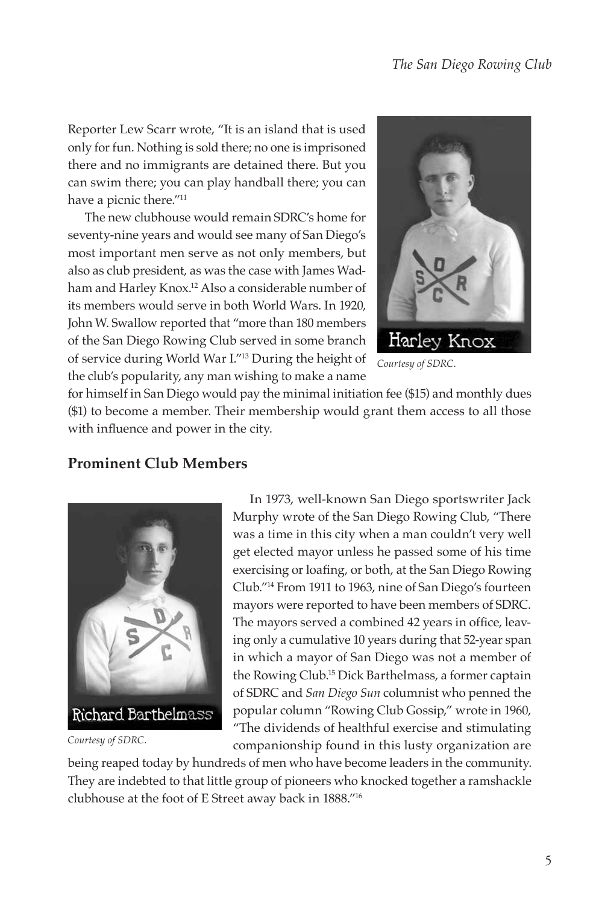Reporter Lew Scarr wrote, "It is an island that is used only for fun. Nothing is sold there; no one is imprisoned there and no immigrants are detained there. But you can swim there; you can play handball there; you can have a picnic there."[11]

Harley Knox

*Courtesy of SDRC.*

The new clubhouse would remain SDRC's home for seventy-nine years and would see many of San Diego's most important men serve as not only members, but also as club president, as was the case with James Wadham and Harley Knox.[12] Also a considerable number of its members would serve in both World Wars. In 1920, John W. Swallow reported that "more than 180 members of the San Diego Rowing Club served in some branch of service during World War I."[13] During the height of the club's popularity, any man wishing to make a name for himself in San Diego would pay the minimal initiation fee ($15) and monthly dues ($1) to become a member. Their membership would grant them access to all those with influence and power in the city.

## Prominent Club Members

Richard Barthelmass

*Courtesy of SDRC.*

In 1973, well-known San Diego sportswriter Jack Murphy wrote of the San Diego Rowing Club, "There was a time in this city when a man couldn't very well get elected mayor unless he passed some of his time exercising or loafing, or both, at the San Diego Rowing Club."[14] From 1911 to 1963, nine of San Diego's fourteen mayors were reported to have been members of SDRC. The mayors served a combined 42 years in office, leaving only a cumulative 10 years during that 52-year span in which a mayor of San Diego was not a member of the Rowing Club.[15] Dick Barthelmass, a former captain of SDRC and *San Diego Sun* columnist who penned the popular column "Rowing Club Gossip," wrote in 1960, "The dividends of healthful exercise and stimulating companionship found in this lusty organization are being reaped today by hundreds of men who have become leaders in the community. They are indebted to that little group of pioneers who knocked together a ramshackle clubhouse at the foot of E Street away back in 1888."[16]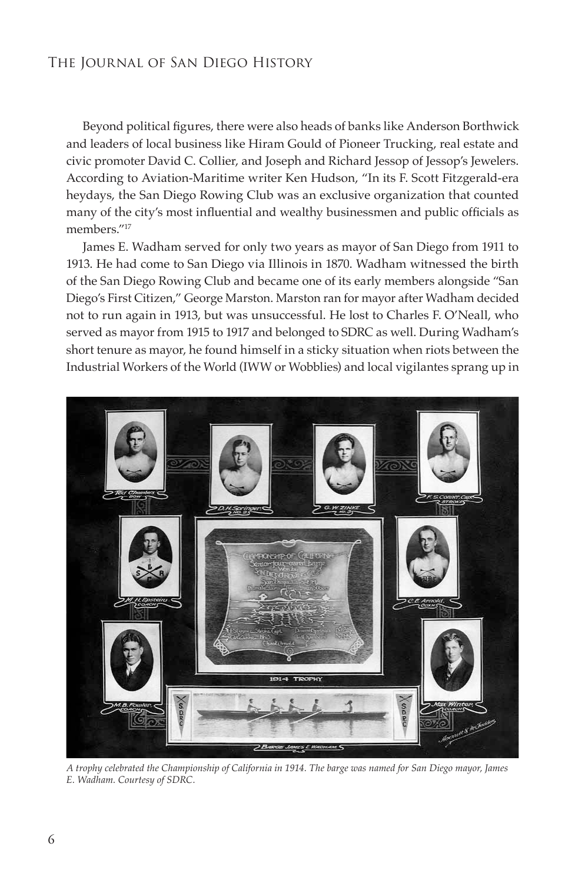Beyond political figures, there were also heads of banks like Anderson Borthwick and leaders of local business like Hiram Gould of Pioneer Trucking, real estate and civic promoter David C. Collier, and Joseph and Richard Jessop of Jessop's Jewelers. According to Aviation-Maritime writer Ken Hudson, "In its F. Scott Fitzgerald-era heydays, the San Diego Rowing Club was an exclusive organization that counted many of the city's most influential and wealthy businessmen and public officials as members."[17]

James E. Wadham served for only two years as mayor of San Diego from 1911 to 1913. He had come to San Diego via Illinois in 1870. Wadham witnessed the birth of the San Diego Rowing Club and became one of its early members alongside "San Diego's First Citizen," George Marston. Marston ran for mayor after Wadham decided not to run again in 1913, but was unsuccessful. He lost to Charles F. O'Neall, who served as mayor from 1915 to 1917 and belonged to SDRC as well. During Wadham's short tenure as mayor, he found himself in a sticky situation when riots between the Industrial Workers of the World (IWW or Wobblies) and local vigilantes sprang up in

*A trophy celebrated the Championship of California in 1914. The barge was named for San Diego mayor, James E. Wadham. Courtesy of SDRC.*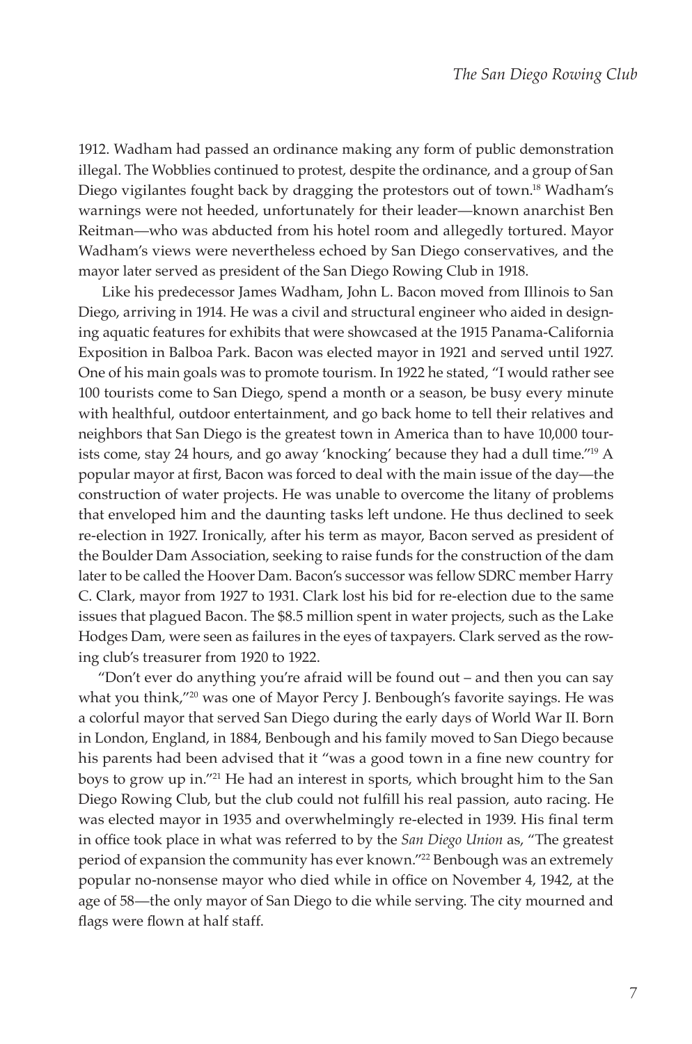1912. Wadham had passed an ordinance making any form of public demonstration illegal. The Wobblies continued to protest, despite the ordinance, and a group of San Diego vigilantes fought back by dragging the protestors out of town.[18] Wadham's warnings were not heeded, unfortunately for their leader—known anarchist Ben Reitman—who was abducted from his hotel room and allegedly tortured. Mayor Wadham's views were nevertheless echoed by San Diego conservatives, and the mayor later served as president of the San Diego Rowing Club in 1918.

Like his predecessor James Wadham, John L. Bacon moved from Illinois to San Diego, arriving in 1914. He was a civil and structural engineer who aided in designing aquatic features for exhibits that were showcased at the 1915 Panama-California Exposition in Balboa Park. Bacon was elected mayor in 1921 and served until 1927. One of his main goals was to promote tourism. In 1922 he stated, "I would rather see 100 tourists come to San Diego, spend a month or a season, be busy every minute with healthful, outdoor entertainment, and go back home to tell their relatives and neighbors that San Diego is the greatest town in America than to have 10,000 tourists come, stay 24 hours, and go away 'knocking' because they had a dull time."[19] A popular mayor at first, Bacon was forced to deal with the main issue of the day—the construction of water projects. He was unable to overcome the litany of problems that enveloped him and the daunting tasks left undone. He thus declined to seek re-election in 1927. Ironically, after his term as mayor, Bacon served as president of the Boulder Dam Association, seeking to raise funds for the construction of the dam later to be called the Hoover Dam. Bacon's successor was fellow SDRC member Harry C. Clark, mayor from 1927 to 1931. Clark lost his bid for re-election due to the same issues that plagued Bacon. The $8.5 million spent in water projects, such as the Lake Hodges Dam, were seen as failures in the eyes of taxpayers. Clark served as the rowing club's treasurer from 1920 to 1922.

"Don't ever do anything you're afraid will be found out – and then you can say what you think,"[20] was one of Mayor Percy J. Benbough's favorite sayings. He was a colorful mayor that served San Diego during the early days of World War II. Born in London, England, in 1884, Benbough and his family moved to San Diego because his parents had been advised that it "was a good town in a fine new country for boys to grow up in."[21] He had an interest in sports, which brought him to the San Diego Rowing Club, but the club could not fulfill his real passion, auto racing. He was elected mayor in 1935 and overwhelmingly re-elected in 1939. His final term in office took place in what was referred to by the *San Diego Union* as, "The greatest period of expansion the community has ever known."[22] Benbough was an extremely popular no-nonsense mayor who died while in office on November 4, 1942, at the age of 58—the only mayor of San Diego to die while serving. The city mourned and flags were flown at half staff.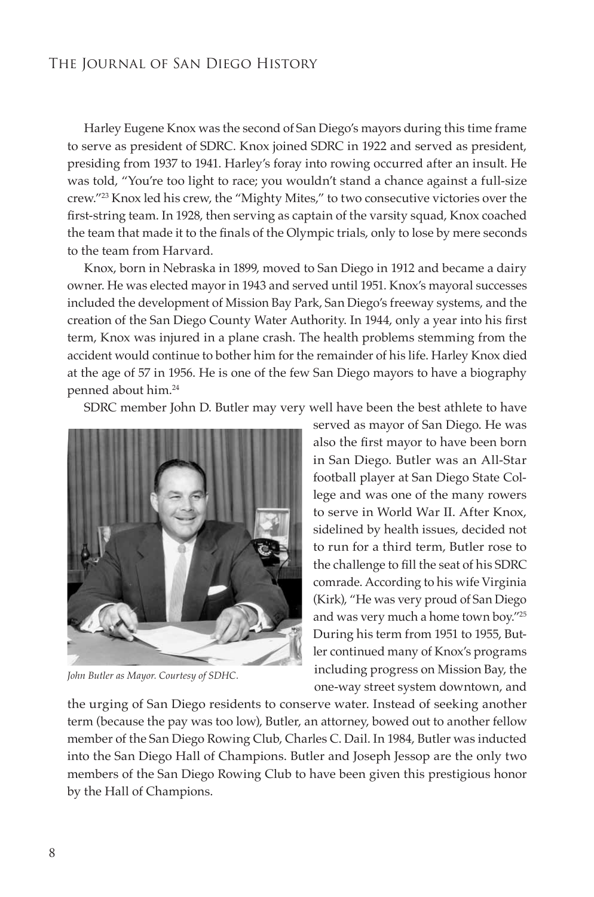Harley Eugene Knox was the second of San Diego's mayors during this time frame to serve as president of SDRC. Knox joined SDRC in 1922 and served as president, presiding from 1937 to 1941. Harley's foray into rowing occurred after an insult. He was told, "You're too light to race; you wouldn't stand a chance against a full-size crew."[23] Knox led his crew, the "Mighty Mites," to two consecutive victories over the first-string team. In 1928, then serving as captain of the varsity squad, Knox coached the team that made it to the finals of the Olympic trials, only to lose by mere seconds to the team from Harvard.

Knox, born in Nebraska in 1899, moved to San Diego in 1912 and became a dairy owner. He was elected mayor in 1943 and served until 1951. Knox's mayoral successes included the development of Mission Bay Park, San Diego's freeway systems, and the creation of the San Diego County Water Authority. In 1944, only a year into his first term, Knox was injured in a plane crash. The health problems stemming from the accident would continue to bother him for the remainder of his life. Harley Knox died at the age of 57 in 1956. He is one of the few San Diego mayors to have a biography penned about him.[24]

SDRC member John D. Butler may very well have been the best athlete to have served as mayor of San Diego. He was also the first mayor to have been born in San Diego. Butler was an All-Star football player at San Diego State College and was one of the many rowers to serve in World War II. After Knox, sidelined by health issues, decided not to run for a third term, Butler rose to the challenge to fill the seat of his SDRC comrade. According to his wife Virginia (Kirk), "He was very proud of San Diego and was very much a home town boy."[25] During his term from 1951 to 1955, Butler continued many of Knox's programs including progress on Mission Bay, the one-way street system downtown, and the urging of San Diego residents to conserve water. Instead of seeking another term (because the pay was too low), Butler, an attorney, bowed out to another fellow member of the San Diego Rowing Club, Charles C. Dail. In 1984, Butler was inducted into the San Diego Hall of Champions. Butler and Joseph Jessop are the only two members of the San Diego Rowing Club to have been given this prestigious honor by the Hall of Champions.

*John Butler as Mayor. Courtesy of SDHC.*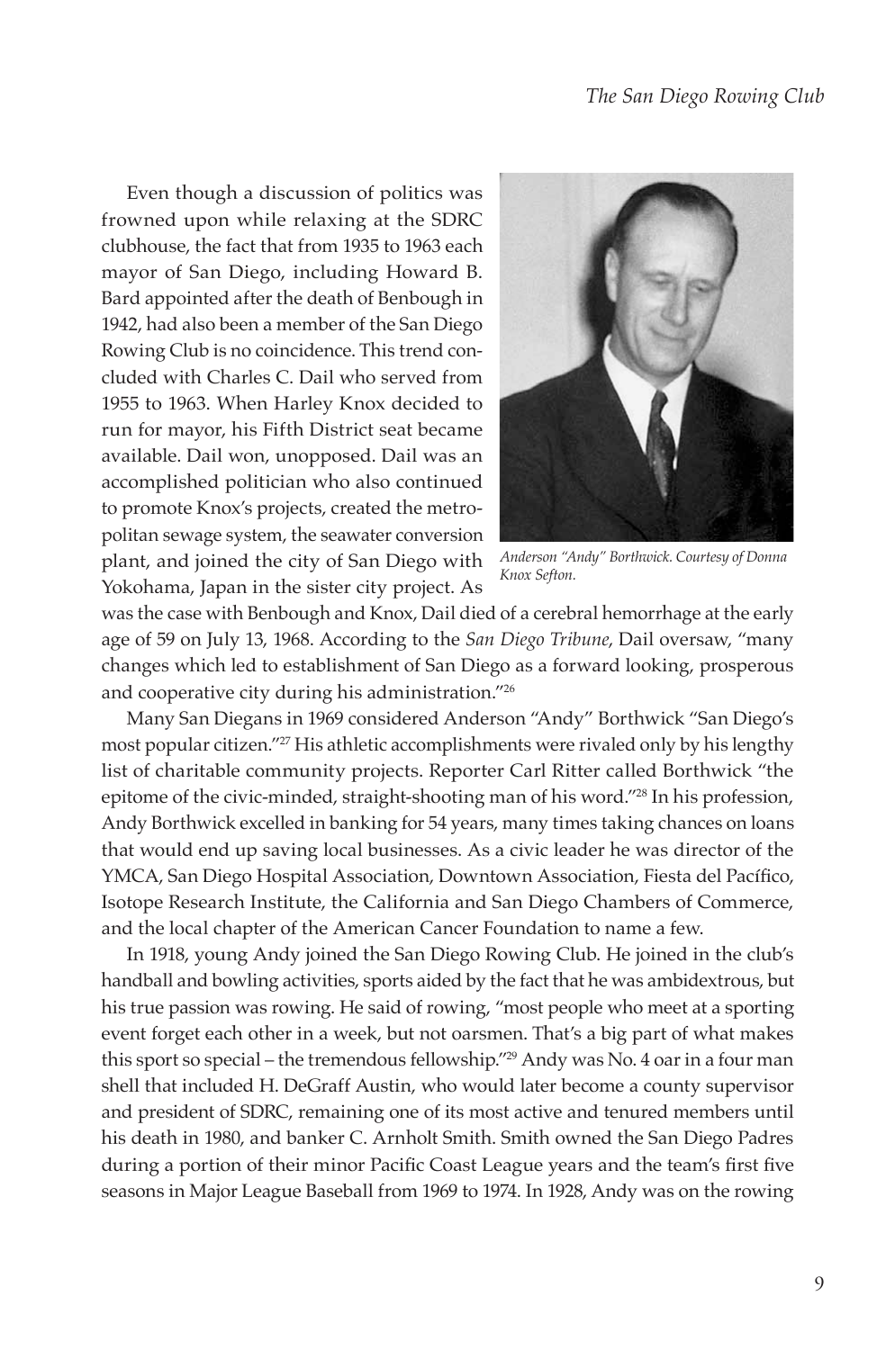Even though a discussion of politics was frowned upon while relaxing at the SDRC clubhouse, the fact that from 1935 to 1963 each mayor of San Diego, including Howard B. Bard appointed after the death of Benbough in 1942, had also been a member of the San Diego Rowing Club is no coincidence. This trend concluded with Charles C. Dail who served from 1955 to 1963. When Harley Knox decided to run for mayor, his Fifth District seat became available. Dail won, unopposed. Dail was an accomplished politician who also continued to promote Knox's projects, created the metropolitan sewage system, the seawater conversion plant, and joined the city of San Diego with Yokohama, Japan in the sister city project. As was the case with Benbough and Knox, Dail died of a cerebral hemorrhage at the early age of 59 on July 13, 1968. According to the *San Diego Tribune*, Dail oversaw, "many changes which led to establishment of San Diego as a forward looking, prosperous and cooperative city during his administration."[26]

*Anderson "Andy" Borthwick. Courtesy of Donna Knox Sefton.*

Many San Diegans in 1969 considered Anderson "Andy" Borthwick "San Diego's most popular citizen."[27] His athletic accomplishments were rivaled only by his lengthy list of charitable community projects. Reporter Carl Ritter called Borthwick "the epitome of the civic-minded, straight-shooting man of his word."[28] In his profession, Andy Borthwick excelled in banking for 54 years, many times taking chances on loans that would end up saving local businesses. As a civic leader he was director of the YMCA, San Diego Hospital Association, Downtown Association, Fiesta del Pacífico, Isotope Research Institute, the California and San Diego Chambers of Commerce, and the local chapter of the American Cancer Foundation to name a few.

In 1918, young Andy joined the San Diego Rowing Club. He joined in the club's handball and bowling activities, sports aided by the fact that he was ambidextrous, but his true passion was rowing. He said of rowing, "most people who meet at a sporting event forget each other in a week, but not oarsmen. That's a big part of what makes this sport so special – the tremendous fellowship."[29] Andy was No. 4 oar in a four man shell that included H. DeGraff Austin, who would later become a county supervisor and president of SDRC, remaining one of its most active and tenured members until his death in 1980, and banker C. Arnholt Smith. Smith owned the San Diego Padres during a portion of their minor Pacific Coast League years and the team's first five seasons in Major League Baseball from 1969 to 1974. In 1928, Andy was on the rowing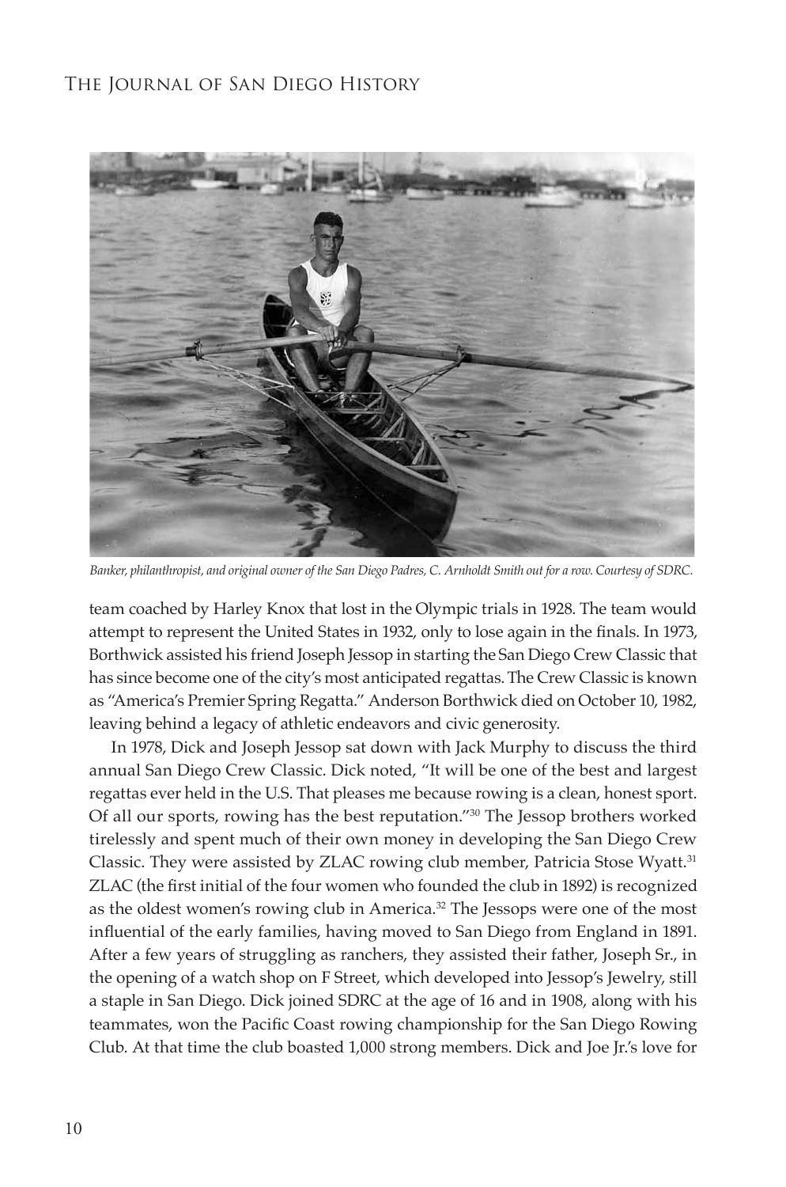*Banker, philanthropist, and original owner of the San Diego Padres, C. Arnholdt Smith out for a row. Courtesy of SDRC.*

team coached by Harley Knox that lost in the Olympic trials in 1928. The team would attempt to represent the United States in 1932, only to lose again in the finals. In 1973, Borthwick assisted his friend Joseph Jessop in starting the San Diego Crew Classic that has since become one of the city's most anticipated regattas. The Crew Classic is known as "America's Premier Spring Regatta." Anderson Borthwick died on October 10, 1982, leaving behind a legacy of athletic endeavors and civic generosity.

In 1978, Dick and Joseph Jessop sat down with Jack Murphy to discuss the third annual San Diego Crew Classic. Dick noted, "It will be one of the best and largest regattas ever held in the U.S. That pleases me because rowing is a clean, honest sport. Of all our sports, rowing has the best reputation."[30] The Jessop brothers worked tirelessly and spent much of their own money in developing the San Diego Crew Classic. They were assisted by ZLAC rowing club member, Patricia Stose Wyatt.[31] ZLAC (the first initial of the four women who founded the club in 1892) is recognized as the oldest women's rowing club in America.[32] The Jessops were one of the most influential of the early families, having moved to San Diego from England in 1891. After a few years of struggling as ranchers, they assisted their father, Joseph Sr., in the opening of a watch shop on F Street, which developed into Jessop's Jewelry, still a staple in San Diego. Dick joined SDRC at the age of 16 and in 1908, along with his teammates, won the Pacific Coast rowing championship for the San Diego Rowing Club. At that time the club boasted 1,000 strong members. Dick and Joe Jr.'s love for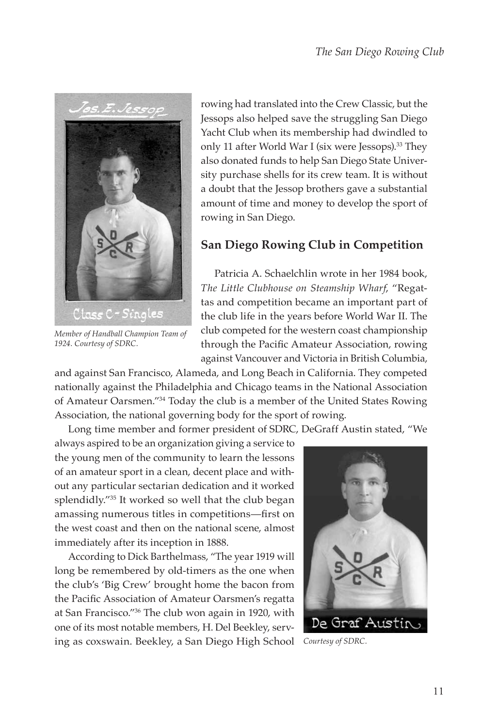Member of Handball Champion Team of 1924. Courtesy of SDRC.

rowing had translated into the Crew Classic, but the Jessops also helped save the struggling San Diego Yacht Club when its membership had dwindled to only 11 after World War I (six were Jessops).[33] They also donated funds to help San Diego State University purchase shells for its crew team. It is without a doubt that the Jessop brothers gave a substantial amount of time and money to develop the sport of rowing in San Diego.

## San Diego Rowing Club in Competition

Patricia A. Schaelchlin wrote in her 1984 book, *The Little Clubhouse on Steamship Wharf*, "Regattas and competition became an important part of the club life in the years before World War II. The club competed for the western coast championship through the Pacific Amateur Association, rowing against Vancouver and Victoria in British Columbia, and against San Francisco, Alameda, and Long Beach in California. They competed nationally against the Philadelphia and Chicago teams in the National Association of Amateur Oarsmen."[34] Today the club is a member of the United States Rowing Association, the national governing body for the sport of rowing.

Long time member and former president of SDRC, DeGraff Austin stated, "We always aspired to be an organization giving a service to the young men of the community to learn the lessons of an amateur sport in a clean, decent place and without any particular sectarian dedication and it worked splendidly."[35] It worked so well that the club began amassing numerous titles in competitions—first on the west coast and then on the national scene, almost immediately after its inception in 1888.

According to Dick Barthelmass, "The year 1919 will long be remembered by old-timers as the one when the club's 'Big Crew' brought home the bacon from the Pacific Association of Amateur Oarsmen's regatta at San Francisco."[36] The club won again in 1920, with one of its most notable members, H. Del Beekley, serving as coxswain. Beekley, a San Diego High School

Courtesy of SDRC.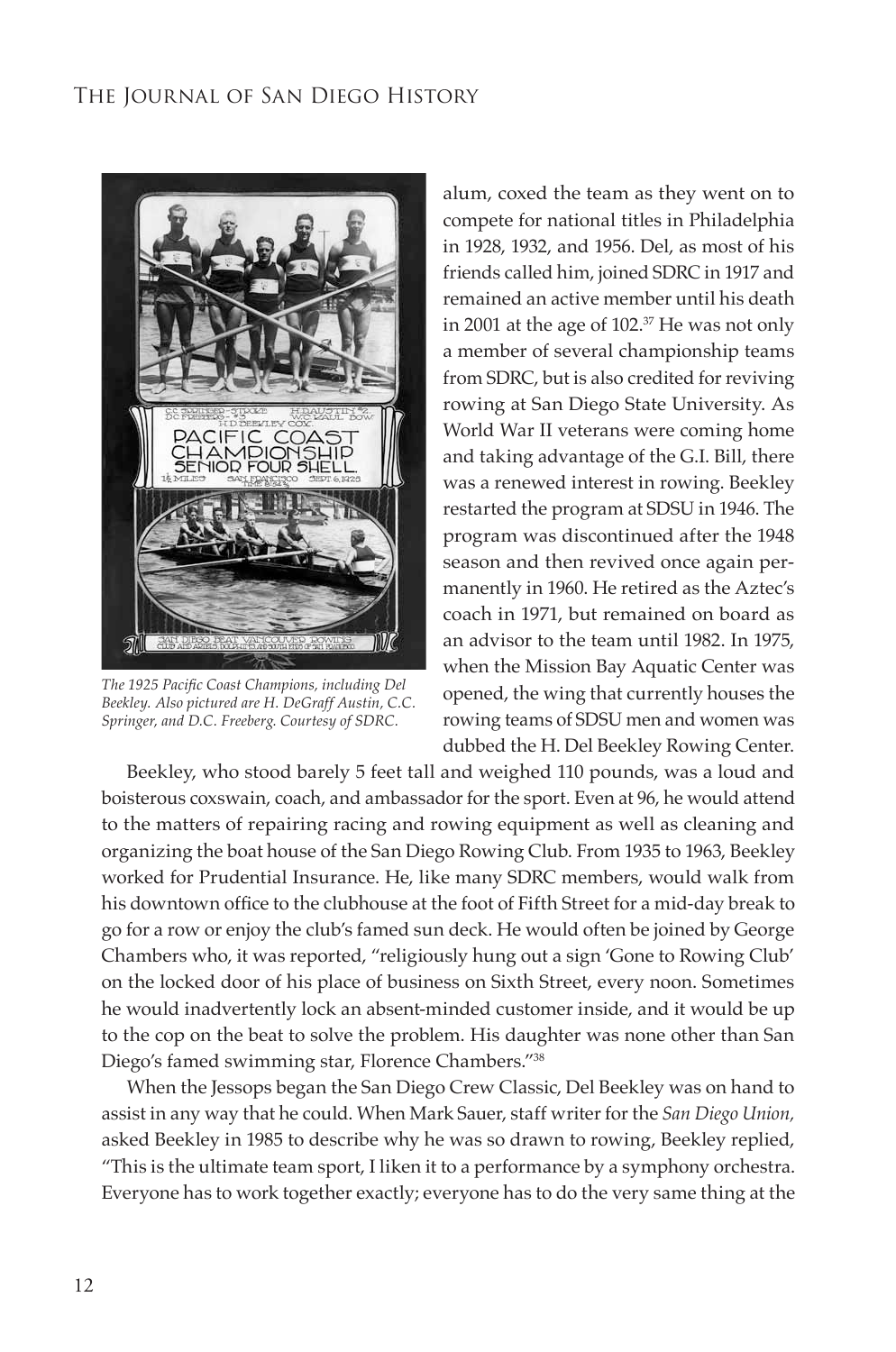*The 1925 Pacific Coast Champions, including Del Beekley. Also pictured are H. DeGraff Austin, C.C. Springer, and D.C. Freeberg. Courtesy of SDRC.*

alum, coxed the team as they went on to compete for national titles in Philadelphia in 1928, 1932, and 1956. Del, as most of his friends called him, joined SDRC in 1917 and remained an active member until his death in 2001 at the age of 102.[37] He was not only a member of several championship teams from SDRC, but is also credited for reviving rowing at San Diego State University. As World War II veterans were coming home and taking advantage of the G.I. Bill, there was a renewed interest in rowing. Beekley restarted the program at SDSU in 1946. The program was discontinued after the 1948 season and then revived once again permanently in 1960. He retired as the Aztec's coach in 1971, but remained on board as an advisor to the team until 1982. In 1975, when the Mission Bay Aquatic Center was opened, the wing that currently houses the rowing teams of SDSU men and women was dubbed the H. Del Beekley Rowing Center.

Beekley, who stood barely 5 feet tall and weighed 110 pounds, was a loud and boisterous coxswain, coach, and ambassador for the sport. Even at 96, he would attend to the matters of repairing racing and rowing equipment as well as cleaning and organizing the boat house of the San Diego Rowing Club. From 1935 to 1963, Beekley worked for Prudential Insurance. He, like many SDRC members, would walk from his downtown office to the clubhouse at the foot of Fifth Street for a mid-day break to go for a row or enjoy the club's famed sun deck. He would often be joined by George Chambers who, it was reported, "religiously hung out a sign 'Gone to Rowing Club' on the locked door of his place of business on Sixth Street, every noon. Sometimes he would inadvertently lock an absent-minded customer inside, and it would be up to the cop on the beat to solve the problem. His daughter was none other than San Diego's famed swimming star, Florence Chambers."[38]

When the Jessops began the San Diego Crew Classic, Del Beekley was on hand to assist in any way that he could. When Mark Sauer, staff writer for the *San Diego Union,* asked Beekley in 1985 to describe why he was so drawn to rowing, Beekley replied, "This is the ultimate team sport, I liken it to a performance by a symphony orchestra. Everyone has to work together exactly; everyone has to do the very same thing at the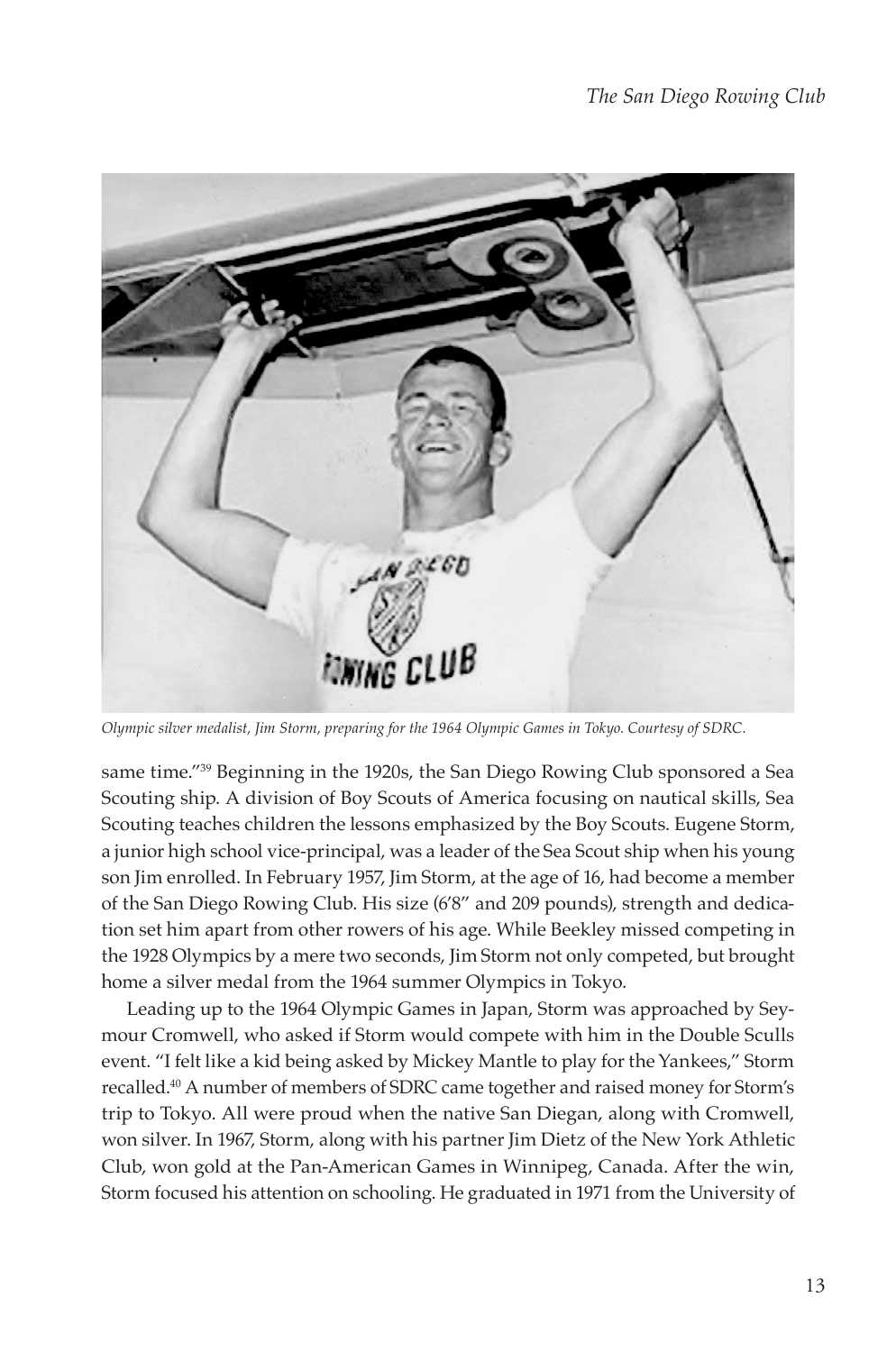*Olympic silver medalist, Jim Storm, preparing for the 1964 Olympic Games in Tokyo. Courtesy of SDRC.*

same time."[39] Beginning in the 1920s, the San Diego Rowing Club sponsored a Sea Scouting ship. A division of Boy Scouts of America focusing on nautical skills, Sea Scouting teaches children the lessons emphasized by the Boy Scouts. Eugene Storm, a junior high school vice-principal, was a leader of the Sea Scout ship when his young son Jim enrolled. In February 1957, Jim Storm, at the age of 16, had become a member of the San Diego Rowing Club. His size (6'8" and 209 pounds), strength and dedication set him apart from other rowers of his age. While Beekley missed competing in the 1928 Olympics by a mere two seconds, Jim Storm not only competed, but brought home a silver medal from the 1964 summer Olympics in Tokyo.

Leading up to the 1964 Olympic Games in Japan, Storm was approached by Seymour Cromwell, who asked if Storm would compete with him in the Double Sculls event. "I felt like a kid being asked by Mickey Mantle to play for the Yankees," Storm recalled.[40] A number of members of SDRC came together and raised money for Storm's trip to Tokyo. All were proud when the native San Diegan, along with Cromwell, won silver. In 1967, Storm, along with his partner Jim Dietz of the New York Athletic Club, won gold at the Pan-American Games in Winnipeg, Canada. After the win, Storm focused his attention on schooling. He graduated in 1971 from the University of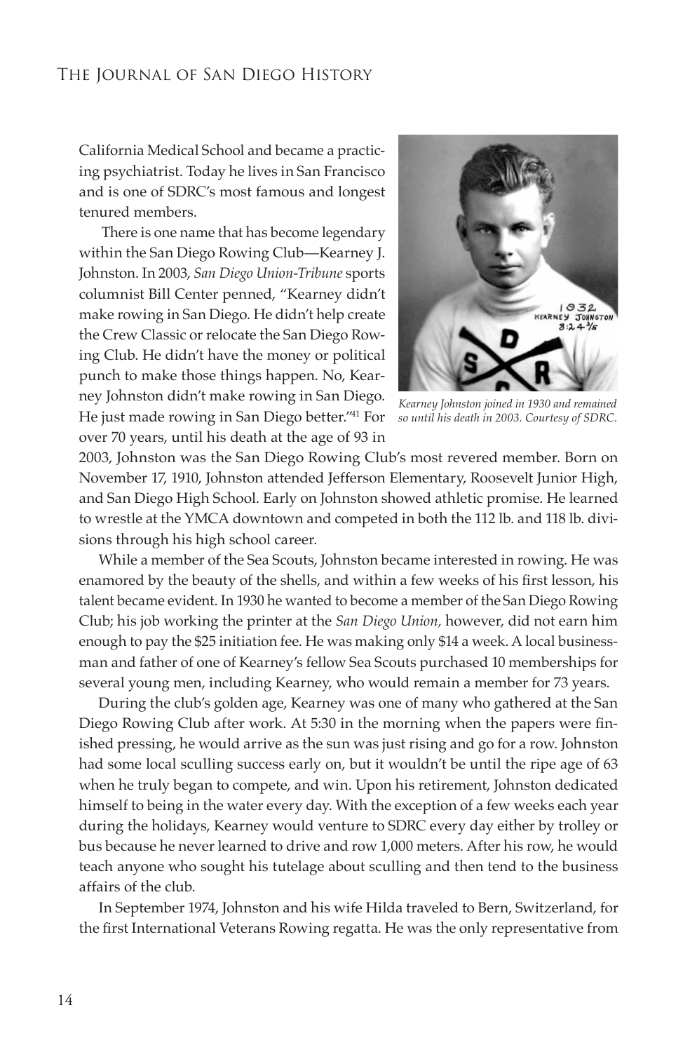California Medical School and became a practicing psychiatrist. Today he lives in San Francisco and is one of SDRC's most famous and longest tenured members.

There is one name that has become legendary within the San Diego Rowing Club—Kearney J. Johnston. In 2003, *San Diego Union-Tribune* sports columnist Bill Center penned, "Kearney didn't make rowing in San Diego. He didn't help create the Crew Classic or relocate the San Diego Rowing Club. He didn't have the money or political punch to make those things happen. No, Kearney Johnston didn't make rowing in San Diego. He just made rowing in San Diego better."[41] For over 70 years, until his death at the age of 93 in 2003, Johnston was the San Diego Rowing Club's most revered member. Born on November 17, 1910, Johnston attended Jefferson Elementary, Roosevelt Junior High, and San Diego High School. Early on Johnston showed athletic promise. He learned to wrestle at the YMCA downtown and competed in both the 112 lb. and 118 lb. divisions through his high school career.

*Kearney Johnston joined in 1930 and remained so until his death in 2003. Courtesy of SDRC.*

While a member of the Sea Scouts, Johnston became interested in rowing. He was enamored by the beauty of the shells, and within a few weeks of his first lesson, his talent became evident. In 1930 he wanted to become a member of the San Diego Rowing Club; his job working the printer at the *San Diego Union*, however, did not earn him enough to pay the $25 initiation fee. He was making only $14 a week. A local businessman and father of one of Kearney's fellow Sea Scouts purchased 10 memberships for several young men, including Kearney, who would remain a member for 73 years.

During the club's golden age, Kearney was one of many who gathered at the San Diego Rowing Club after work. At 5:30 in the morning when the papers were finished pressing, he would arrive as the sun was just rising and go for a row. Johnston had some local sculling success early on, but it wouldn't be until the ripe age of 63 when he truly began to compete, and win. Upon his retirement, Johnston dedicated himself to being in the water every day. With the exception of a few weeks each year during the holidays, Kearney would venture to SDRC every day either by trolley or bus because he never learned to drive and row 1,000 meters. After his row, he would teach anyone who sought his tutelage about sculling and then tend to the business affairs of the club.

In September 1974, Johnston and his wife Hilda traveled to Bern, Switzerland, for the first International Veterans Rowing regatta. He was the only representative from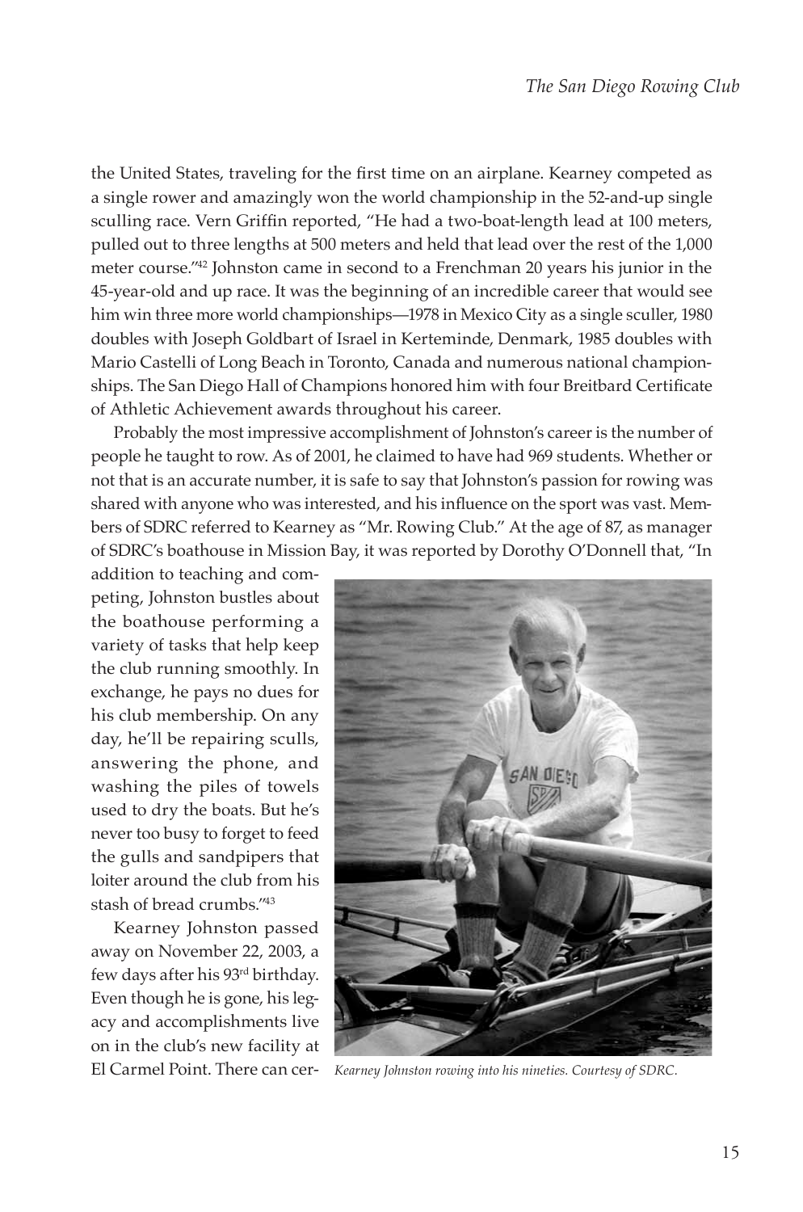the United States, traveling for the first time on an airplane. Kearney competed as a single rower and amazingly won the world championship in the 52-and-up single sculling race. Vern Griffin reported, "He had a two-boat-length lead at 100 meters, pulled out to three lengths at 500 meters and held that lead over the rest of the 1,000 meter course."[42] Johnston came in second to a Frenchman 20 years his junior in the 45-year-old and up race. It was the beginning of an incredible career that would see him win three more world championships—1978 in Mexico City as a single sculler, 1980 doubles with Joseph Goldbart of Israel in Kerteminde, Denmark, 1985 doubles with Mario Castelli of Long Beach in Toronto, Canada and numerous national championships. The San Diego Hall of Champions honored him with four Breitbard Certificate of Athletic Achievement awards throughout his career.

Probably the most impressive accomplishment of Johnston's career is the number of people he taught to row. As of 2001, he claimed to have had 969 students. Whether or not that is an accurate number, it is safe to say that Johnston's passion for rowing was shared with anyone who was interested, and his influence on the sport was vast. Members of SDRC referred to Kearney as "Mr. Rowing Club." At the age of 87, as manager of SDRC's boathouse in Mission Bay, it was reported by Dorothy O'Donnell that, "In addition to teaching and competing, Johnston bustles about the boathouse performing a variety of tasks that help keep the club running smoothly. In exchange, he pays no dues for his club membership. On any day, he'll be repairing sculls, answering the phone, and washing the piles of towels used to dry the boats. But he's never too busy to forget to feed the gulls and sandpipers that loiter around the club from his stash of bread crumbs."[43]

Kearney Johnston passed away on November 22, 2003, a few days after his 93rd birthday. Even though he is gone, his legacy and accomplishments live on in the club's new facility at El Carmel Point. There can cer-

*Kearney Johnston rowing into his nineties. Courtesy of SDRC.*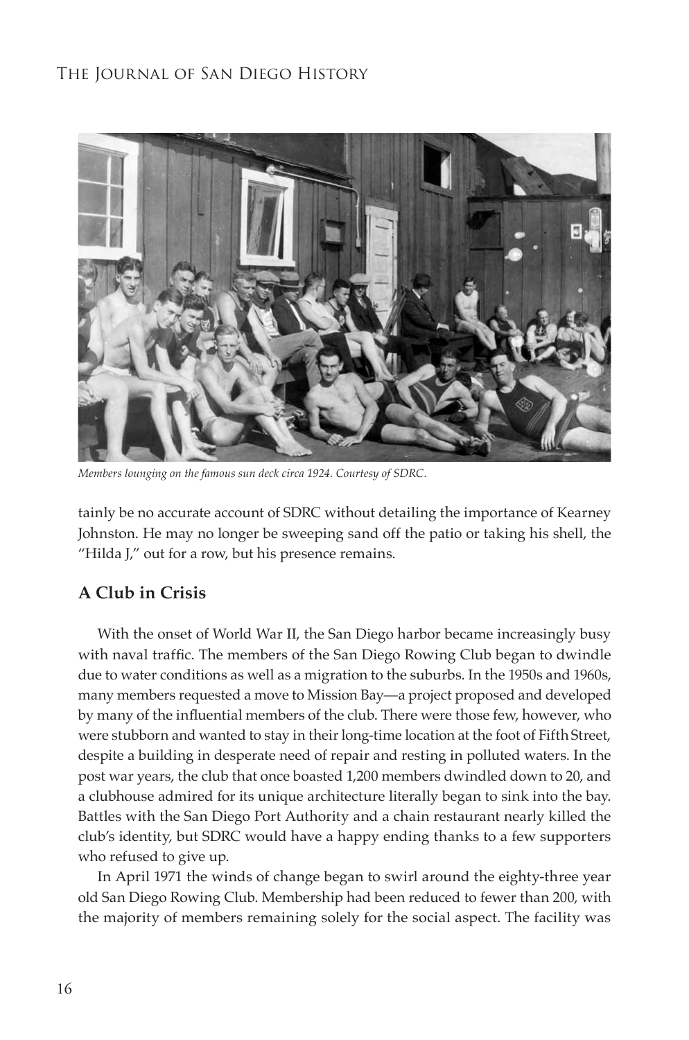*Members lounging on the famous sun deck circa 1924. Courtesy of SDRC.*

tainly be no accurate account of SDRC without detailing the importance of Kearney Johnston. He may no longer be sweeping sand off the patio or taking his shell, the "Hilda J," out for a row, but his presence remains.

## A Club in Crisis

With the onset of World War II, the San Diego harbor became increasingly busy with naval traffic. The members of the San Diego Rowing Club began to dwindle due to water conditions as well as a migration to the suburbs. In the 1950s and 1960s, many members requested a move to Mission Bay—a project proposed and developed by many of the influential members of the club. There were those few, however, who were stubborn and wanted to stay in their long-time location at the foot of Fifth Street, despite a building in desperate need of repair and resting in polluted waters. In the post war years, the club that once boasted 1,200 members dwindled down to 20, and a clubhouse admired for its unique architecture literally began to sink into the bay. Battles with the San Diego Port Authority and a chain restaurant nearly killed the club's identity, but SDRC would have a happy ending thanks to a few supporters who refused to give up.

In April 1971 the winds of change began to swirl around the eighty-three year old San Diego Rowing Club. Membership had been reduced to fewer than 200, with the majority of members remaining solely for the social aspect. The facility was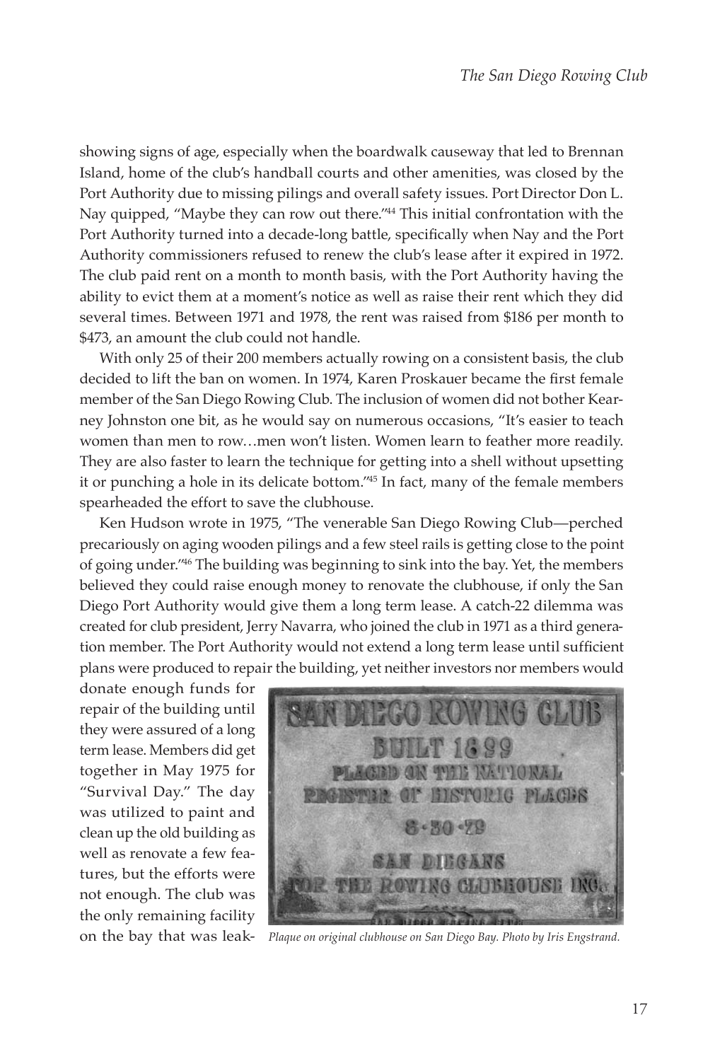showing signs of age, especially when the boardwalk causeway that led to Brennan Island, home of the club's handball courts and other amenities, was closed by the Port Authority due to missing pilings and overall safety issues. Port Director Don L. Nay quipped, "Maybe they can row out there."[44] This initial confrontation with the Port Authority turned into a decade-long battle, specifically when Nay and the Port Authority commissioners refused to renew the club's lease after it expired in 1972. The club paid rent on a month to month basis, with the Port Authority having the ability to evict them at a moment's notice as well as raise their rent which they did several times. Between 1971 and 1978, the rent was raised from $186 per month to $473, an amount the club could not handle.

With only 25 of their 200 members actually rowing on a consistent basis, the club decided to lift the ban on women. In 1974, Karen Proskauer became the first female member of the San Diego Rowing Club. The inclusion of women did not bother Kearney Johnston one bit, as he would say on numerous occasions, "It's easier to teach women than men to row…men won't listen. Women learn to feather more readily. They are also faster to learn the technique for getting into a shell without upsetting it or punching a hole in its delicate bottom."[45] In fact, many of the female members spearheaded the effort to save the clubhouse.

Ken Hudson wrote in 1975, "The venerable San Diego Rowing Club—perched precariously on aging wooden pilings and a few steel rails is getting close to the point of going under."[46] The building was beginning to sink into the bay. Yet, the members believed they could raise enough money to renovate the clubhouse, if only the San Diego Port Authority would give them a long term lease. A catch-22 dilemma was created for club president, Jerry Navarra, who joined the club in 1971 as a third generation member. The Port Authority would not extend a long term lease until sufficient plans were produced to repair the building, yet neither investors nor members would donate enough funds for repair of the building until they were assured of a long term lease. Members did get together in May 1975 for "Survival Day." The day was utilized to paint and clean up the old building as well as renovate a few features, but the efforts were not enough. The club was the only remaining facility on the bay that was leak-

*Plaque on original clubhouse on San Diego Bay. Photo by Iris Engstrand.*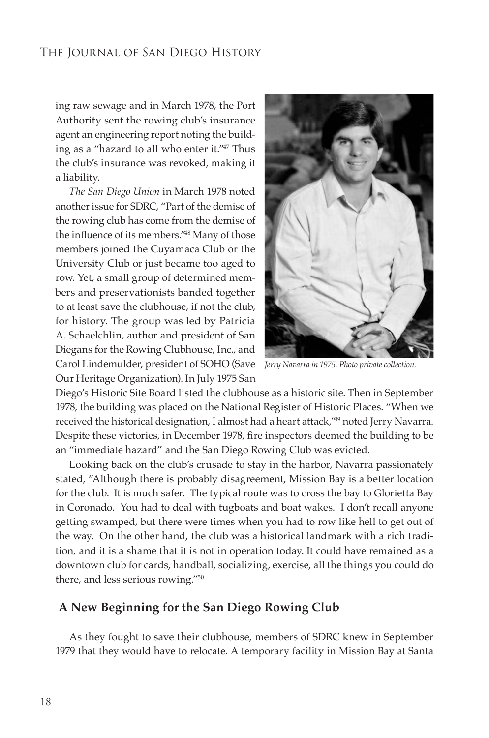ing raw sewage and in March 1978, the Port Authority sent the rowing club's insurance agent an engineering report noting the building as a "hazard to all who enter it."[47] Thus the club's insurance was revoked, making it a liability.

*The San Diego Union* in March 1978 noted another issue for SDRC, "Part of the demise of the rowing club has come from the demise of the influence of its members."[48] Many of those members joined the Cuyamaca Club or the University Club or just became too aged to row. Yet, a small group of determined members and preservationists banded together to at least save the clubhouse, if not the club, for history. The group was led by Patricia A. Schaelchlin, author and president of San Diegans for the Rowing Clubhouse, Inc., and Carol Lindemulder, president of SOHO (Save Our Heritage Organization). In July 1975 San Diego's Historic Site Board listed the clubhouse as a historic site. Then in September 1978, the building was placed on the National Register of Historic Places. "When we received the historical designation, I almost had a heart attack,"[49] noted Jerry Navarra. Despite these victories, in December 1978, fire inspectors deemed the building to be an "immediate hazard" and the San Diego Rowing Club was evicted.

*Jerry Navarra in 1975. Photo private collection.*

Looking back on the club's crusade to stay in the harbor, Navarra passionately stated, "Although there is probably disagreement, Mission Bay is a better location for the club. It is much safer. The typical route was to cross the bay to Glorietta Bay in Coronado. You had to deal with tugboats and boat wakes. I don't recall anyone getting swamped, but there were times when you had to row like hell to get out of the way. On the other hand, the club was a historical landmark with a rich tradition, and it is a shame that it is not in operation today. It could have remained as a downtown club for cards, handball, socializing, exercise, all the things you could do there, and less serious rowing."[50]

## A New Beginning for the San Diego Rowing Club

As they fought to save their clubhouse, members of SDRC knew in September 1979 that they would have to relocate. A temporary facility in Mission Bay at Santa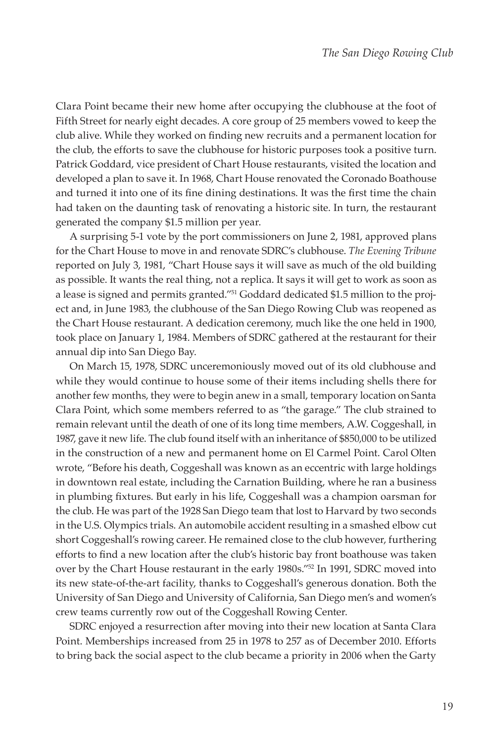Clara Point became their new home after occupying the clubhouse at the foot of Fifth Street for nearly eight decades. A core group of 25 members vowed to keep the club alive. While they worked on finding new recruits and a permanent location for the club, the efforts to save the clubhouse for historic purposes took a positive turn. Patrick Goddard, vice president of Chart House restaurants, visited the location and developed a plan to save it. In 1968, Chart House renovated the Coronado Boathouse and turned it into one of its fine dining destinations. It was the first time the chain had taken on the daunting task of renovating a historic site. In turn, the restaurant generated the company $1.5 million per year.

A surprising 5-1 vote by the port commissioners on June 2, 1981, approved plans for the Chart House to move in and renovate SDRC's clubhouse. *The Evening Tribune* reported on July 3, 1981, "Chart House says it will save as much of the old building as possible. It wants the real thing, not a replica. It says it will get to work as soon as a lease is signed and permits granted."[51] Goddard dedicated $1.5 million to the project and, in June 1983, the clubhouse of the San Diego Rowing Club was reopened as the Chart House restaurant. A dedication ceremony, much like the one held in 1900, took place on January 1, 1984. Members of SDRC gathered at the restaurant for their annual dip into San Diego Bay.

On March 15, 1978, SDRC unceremoniously moved out of its old clubhouse and while they would continue to house some of their items including shells there for another few months, they were to begin anew in a small, temporary location on Santa Clara Point, which some members referred to as "the garage." The club strained to remain relevant until the death of one of its long time members, A.W. Coggeshall, in 1987, gave it new life. The club found itself with an inheritance of $850,000 to be utilized in the construction of a new and permanent home on El Carmel Point. Carol Olten wrote, "Before his death, Coggeshall was known as an eccentric with large holdings in downtown real estate, including the Carnation Building, where he ran a business in plumbing fixtures. But early in his life, Coggeshall was a champion oarsman for the club. He was part of the 1928 San Diego team that lost to Harvard by two seconds in the U.S. Olympics trials. An automobile accident resulting in a smashed elbow cut short Coggeshall's rowing career. He remained close to the club however, furthering efforts to find a new location after the club's historic bay front boathouse was taken over by the Chart House restaurant in the early 1980s."[52] In 1991, SDRC moved into its new state-of-the-art facility, thanks to Coggeshall's generous donation. Both the University of San Diego and University of California, San Diego men's and women's crew teams currently row out of the Coggeshall Rowing Center.

SDRC enjoyed a resurrection after moving into their new location at Santa Clara Point. Memberships increased from 25 in 1978 to 257 as of December 2010. Efforts to bring back the social aspect to the club became a priority in 2006 when the Garty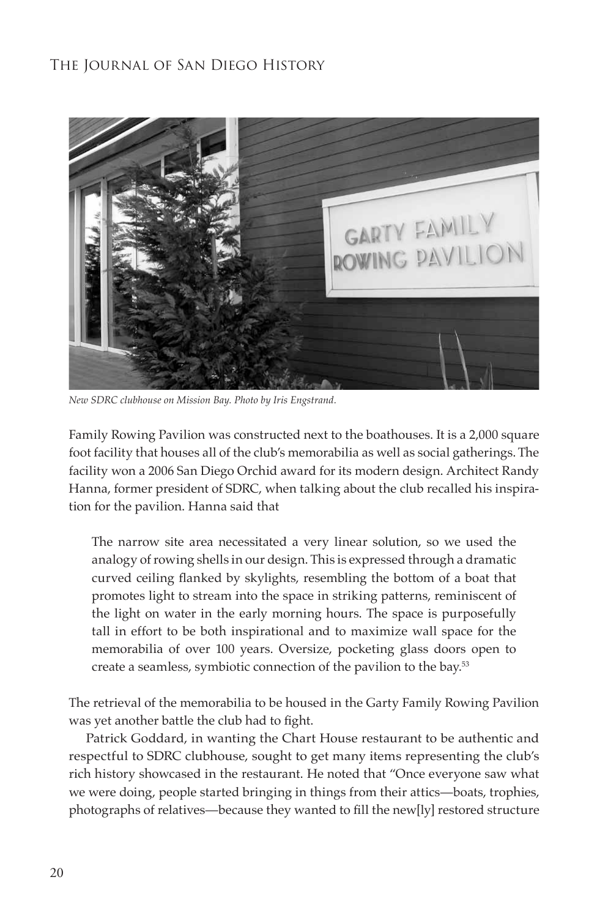*New SDRC clubhouse on Mission Bay. Photo by Iris Engstrand.*

Family Rowing Pavilion was constructed next to the boathouses. It is a 2,000 square foot facility that houses all of the club's memorabilia as well as social gatherings. The facility won a 2006 San Diego Orchid award for its modern design. Architect Randy Hanna, former president of SDRC, when talking about the club recalled his inspiration for the pavilion. Hanna said that

> The narrow site area necessitated a very linear solution, so we used the analogy of rowing shells in our design. This is expressed through a dramatic curved ceiling flanked by skylights, resembling the bottom of a boat that promotes light to stream into the space in striking patterns, reminiscent of the light on water in the early morning hours. The space is purposefully tall in effort to be both inspirational and to maximize wall space for the memorabilia of over 100 years. Oversize, pocketing glass doors open to create a seamless, symbiotic connection of the pavilion to the bay.[53]

The retrieval of the memorabilia to be housed in the Garty Family Rowing Pavilion was yet another battle the club had to fight.

Patrick Goddard, in wanting the Chart House restaurant to be authentic and respectful to SDRC clubhouse, sought to get many items representing the club's rich history showcased in the restaurant. He noted that "Once everyone saw what we were doing, people started bringing in things from their attics—boats, trophies, photographs of relatives—because they wanted to fill the new[ly] restored structure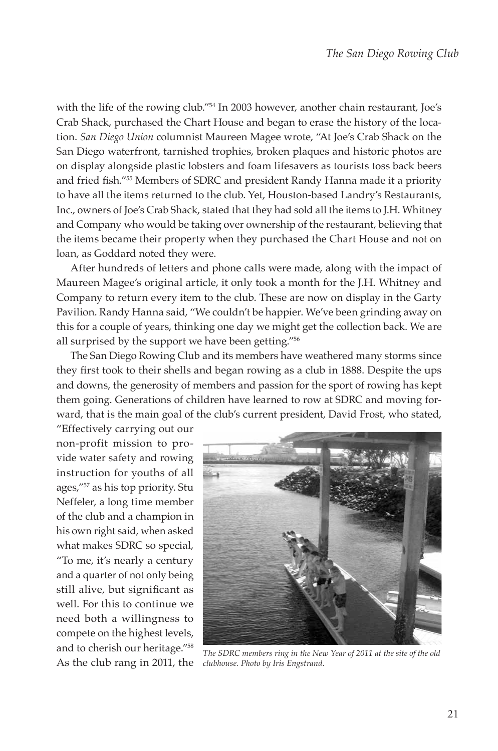with the life of the rowing club."[54] In 2003 however, another chain restaurant, Joe's Crab Shack, purchased the Chart House and began to erase the history of the location. *San Diego Union* columnist Maureen Magee wrote, "At Joe's Crab Shack on the San Diego waterfront, tarnished trophies, broken plaques and historic photos are on display alongside plastic lobsters and foam lifesavers as tourists toss back beers and fried fish."[55] Members of SDRC and president Randy Hanna made it a priority to have all the items returned to the club. Yet, Houston-based Landry's Restaurants, Inc., owners of Joe's Crab Shack, stated that they had sold all the items to J.H. Whitney and Company who would be taking over ownership of the restaurant, believing that the items became their property when they purchased the Chart House and not on loan, as Goddard noted they were.

After hundreds of letters and phone calls were made, along with the impact of Maureen Magee's original article, it only took a month for the J.H. Whitney and Company to return every item to the club. These are now on display in the Garty Pavilion. Randy Hanna said, "We couldn't be happier. We've been grinding away on this for a couple of years, thinking one day we might get the collection back. We are all surprised by the support we have been getting."[56]

The San Diego Rowing Club and its members have weathered many storms since they first took to their shells and began rowing as a club in 1888. Despite the ups and downs, the generosity of members and passion for the sport of rowing has kept them going. Generations of children have learned to row at SDRC and moving forward, that is the main goal of the club's current president, David Frost, who stated, "Effectively carrying out our non-profit mission to provide water safety and rowing instruction for youths of all ages,"[57] as his top priority. Stu Neffeler, a long time member of the club and a champion in his own right said, when asked what makes SDRC so special, "To me, it's nearly a century and a quarter of not only being still alive, but significant as well. For this to continue we need both a willingness to compete on the highest levels, and to cherish our heritage."[58] As the club rang in 2011, the

*The SDRC members ring in the New Year of 2011 at the site of the old clubhouse. Photo by Iris Engstrand.*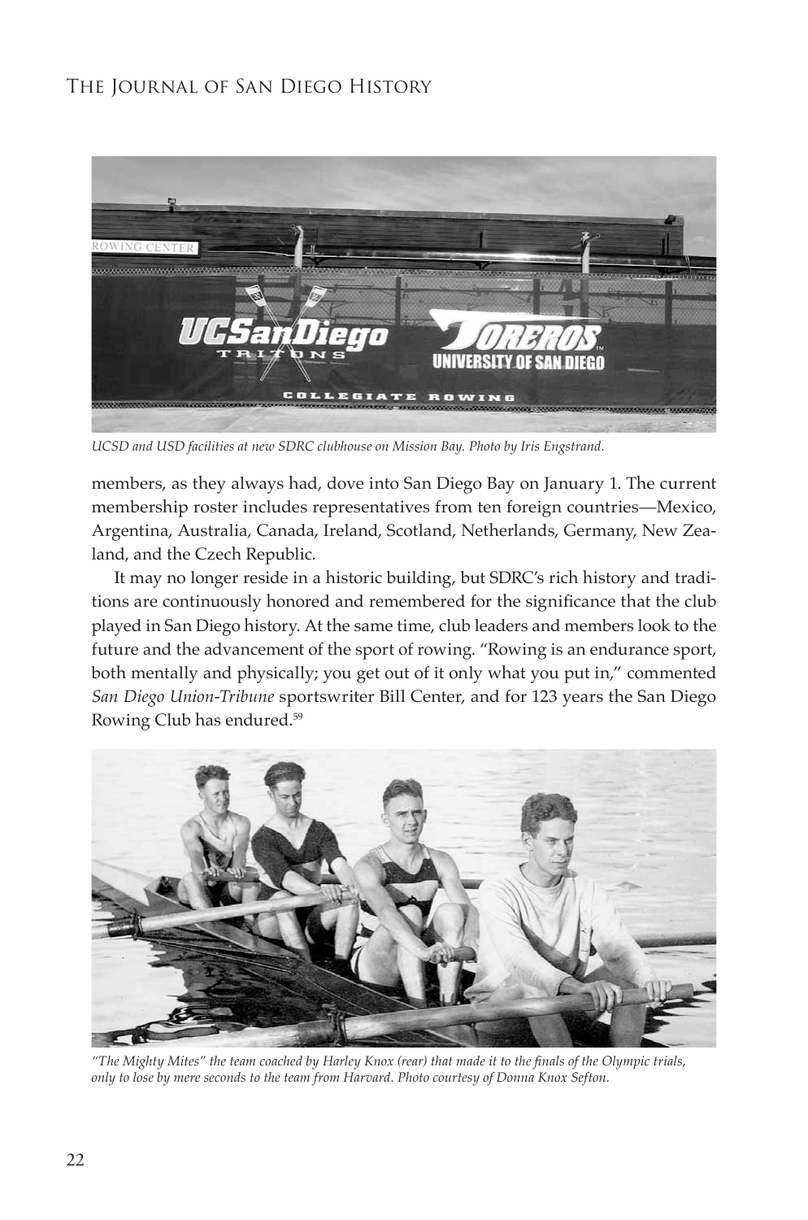*UCSD and USD facilities at new SDRC clubhouse on Mission Bay. Photo by Iris Engstrand.*

members, as they always had, dove into San Diego Bay on January 1. The current membership roster includes representatives from ten foreign countries—Mexico, Argentina, Australia, Canada, Ireland, Scotland, Netherlands, Germany, New Zealand, and the Czech Republic.

It may no longer reside in a historic building, but SDRC's rich history and traditions are continuously honored and remembered for the significance that the club played in San Diego history. At the same time, club leaders and members look to the future and the advancement of the sport of rowing. "Rowing is an endurance sport, both mentally and physically; you get out of it only what you put in," commented *San Diego Union-Tribune* sportswriter Bill Center, and for 123 years the San Diego Rowing Club has endured.[59]

*"The Mighty Mites" the team coached by Harley Knox (rear) that made it to the finals of the Olympic trials, only to lose by mere seconds to the team from Harvard. Photo courtesy of Donna Knox Sefton.*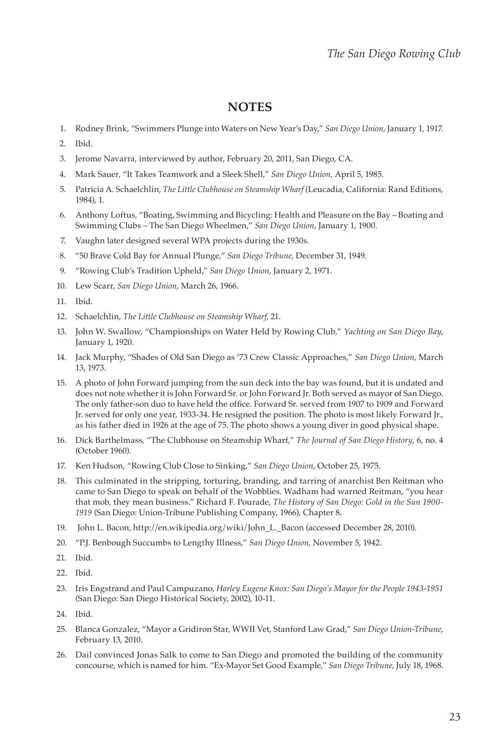## NOTES

1. Rodney Brink, "Swimmers Plunge into Waters on New Year's Day," *San Diego Union*, January 1, 1917.
2. Ibid.
3. Jerome Navarra, interviewed by author, February 20, 2011, San Diego, CA.
4. Mark Sauer, "It Takes Teamwork and a Sleek Shell," *San Diego Union*, April 5, 1985.
5. Patricia A. Schaelchlin, *The Little Clubhouse on Steamship Wharf* (Leucadia, California: Rand Editions, 1984), 1.
6. Anthony Loftus, "Boating, Swimming and Bicycling: Health and Pleasure on the Bay – Boating and Swimming Clubs – The San Diego Wheelmen," *San Diego Union*, January 1, 1900.
7. Vaughn later designed several WPA projects during the 1930s.
8. "50 Brave Cold Bay for Annual Plunge," *San Diego Tribune*, December 31, 1949.
9. "Rowing Club's Tradition Upheld," *San Diego Union*, January 2, 1971.
10. Lew Scarr, *San Diego Union*, March 26, 1966.
11. Ibid.
12. Schaelchlin, *The Little Clubhouse on Steamship Wharf*, 21.
13. John W. Swallow, "Championships on Water Held by Rowing Club," *Yachting on San Diego Bay*, January 1, 1920.
14. Jack Murphy, "Shades of Old San Diego as '73 Crew Classic Approaches," *San Diego Union*, March 13, 1973.
15. A photo of John Forward jumping from the sun deck into the bay was found, but it is undated and does not note whether it is John Forward Sr. or John Forward Jr. Both served as mayor of San Diego. The only father-son duo to have held the office. Forward Sr. served from 1907 to 1909 and Forward Jr. served for only one year, 1933-34. He resigned the position. The photo is most likely Forward Jr., as his father died in 1926 at the age of 75. The photo shows a young diver in good physical shape.
16. Dick Barthelmass, "The Clubhouse on Steamship Wharf," *The Journal of San Diego History*, 6, no. 4 (October 1960).
17. Ken Hudson, "Rowing Club Close to Sinking," *San Diego Union*, October 25, 1975.
18. This culminated in the stripping, torturing, branding, and tarring of anarchist Ben Reitman who came to San Diego to speak on behalf of the Wobblies. Wadham had warned Reitman, "you hear that mob, they mean business." Richard F. Pourade, *The History of San Diego: Gold in the Sun 1900-1919* (San Diego: Union-Tribune Publishing Company, 1966), Chapter 8.
19. John L. Bacon, http://en.wikipedia.org/wiki/John_L._Bacon (accessed December 28, 2010).
20. "P.J. Benbough Succumbs to Lengthy Illness," *San Diego Union*, November 5, 1942.
21. Ibid.
22. Ibid.
23. Iris Engstrand and Paul Campuzano, *Harley Eugene Knox: San Diego's Mayor for the People 1943-1951* (San Diego: San Diego Historical Society, 2002), 10-11.
24. Ibid.
25. Blanca Gonzalez, "Mayor a Gridiron Star, WWII Vet, Stanford Law Grad," *San Diego Union-Tribune*, February 13, 2010.
26. Dail convinced Jonas Salk to come to San Diego and promoted the building of the community concourse, which is named for him. "Ex-Mayor Set Good Example," *San Diego Tribune*, July 18, 1968.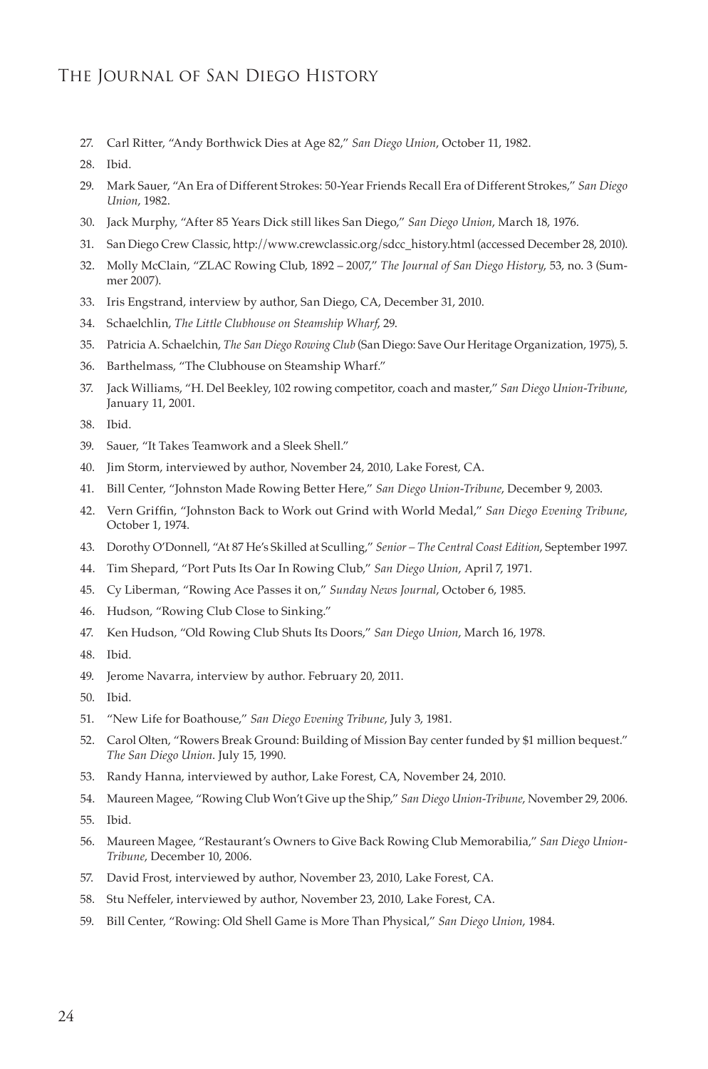27. Carl Ritter, "Andy Borthwick Dies at Age 82," *San Diego Union*, October 11, 1982.
28. Ibid.
29. Mark Sauer, "An Era of Different Strokes: 50-Year Friends Recall Era of Different Strokes," *San Diego Union*, 1982.
30. Jack Murphy, "After 85 Years Dick still likes San Diego," *San Diego Union*, March 18, 1976.
31. San Diego Crew Classic, http://www.crewclassic.org/sdcc_history.html (accessed December 28, 2010).
32. Molly McClain, "ZLAC Rowing Club, 1892 – 2007," *The Journal of San Diego History*, 53, no. 3 (Summer 2007).
33. Iris Engstrand, interview by author, San Diego, CA, December 31, 2010.
34. Schaelchlin, *The Little Clubhouse on Steamship Wharf*, 29.
35. Patricia A. Schaelchin, *The San Diego Rowing Club* (San Diego: Save Our Heritage Organization, 1975), 5.
36. Barthelmass, "The Clubhouse on Steamship Wharf."
37. Jack Williams, "H. Del Beekley, 102 rowing competitor, coach and master," *San Diego Union-Tribune*, January 11, 2001.
38. Ibid.
39. Sauer, "It Takes Teamwork and a Sleek Shell."
40. Jim Storm, interviewed by author, November 24, 2010, Lake Forest, CA.
41. Bill Center, "Johnston Made Rowing Better Here," *San Diego Union-Tribune*, December 9, 2003.
42. Vern Griffin, "Johnston Back to Work out Grind with World Medal," *San Diego Evening Tribune*, October 1, 1974.
43. Dorothy O'Donnell, "At 87 He's Skilled at Sculling," *Senior – The Central Coast Edition*, September 1997.
44. Tim Shepard, "Port Puts Its Oar In Rowing Club," *San Diego Union*, April 7, 1971.
45. Cy Liberman, "Rowing Ace Passes it on," *Sunday News Journal*, October 6, 1985.
46. Hudson, "Rowing Club Close to Sinking."
47. Ken Hudson, "Old Rowing Club Shuts Its Doors," *San Diego Union*, March 16, 1978.
48. Ibid.
49. Jerome Navarra, interview by author. February 20, 2011.
50. Ibid.
51. "New Life for Boathouse," *San Diego Evening Tribune*, July 3, 1981.
52. Carol Olten, "Rowers Break Ground: Building of Mission Bay center funded by $1 million bequest." *The San Diego Union*. July 15, 1990.
53. Randy Hanna, interviewed by author, Lake Forest, CA, November 24, 2010.
54. Maureen Magee, "Rowing Club Won't Give up the Ship," *San Diego Union-Tribune*, November 29, 2006.
55. Ibid.
56. Maureen Magee, "Restaurant's Owners to Give Back Rowing Club Memorabilia," *San Diego Union-Tribune*, December 10, 2006.
57. David Frost, interviewed by author, November 23, 2010, Lake Forest, CA.
58. Stu Neffeler, interviewed by author, November 23, 2010, Lake Forest, CA.
59. Bill Center, "Rowing: Old Shell Game is More Than Physical," *San Diego Union*, 1984.